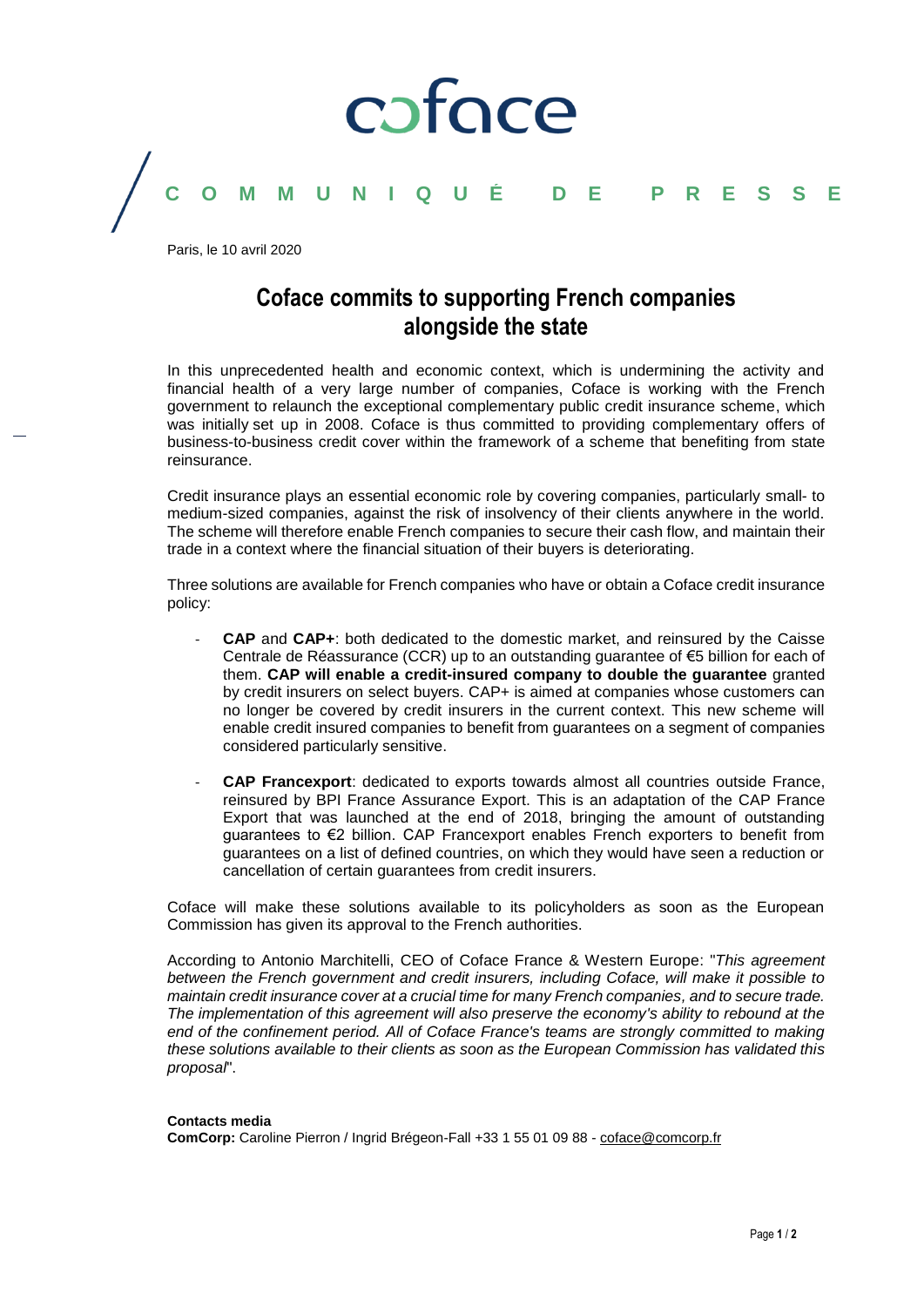coface

COMMUNIQUÉ DE PRESSE

Paris, le 10 avril 2020

# Coface commits to supporting French companies alongside the state

In this unprecedented health and economic context, which is undermining the activity and financial health of a very large number of companies, Coface is working with the French government to relaunch the exceptional complementary public credit insurance scheme, which was initially set up in 2008. Coface is thus committed to providing complementary offers of business-to-business credit cover within the framework of a scheme that benefiting from state reinsurance.

Credit insurance plays an essential economic role by covering companies, particularly small- to medium-sized companies, against the risk of insolvency of their clients anywhere in the world. The scheme will therefore enable French companies to secure their cash flow, and maintain their trade in a context where the financial situation of their buyers is deteriorating.

Three solutions are available for French companies who have or obtain a Coface credit insurance policy:

- **CAP** and **CAP+**: both dedicated to the domestic market, and reinsured by the Caisse Centrale de Réassurance (CCR) up to an outstanding guarantee of €5 billion for each of them. **CAP will enable a credit-insured company to double the guarantee** granted by credit insurers on select buyers. CAP+ is aimed at companies whose customers can no longer be covered by credit insurers in the current context. This new scheme will enable credit insured companies to benefit from guarantees on a segment of companies considered particularly sensitive.
- **CAP Francexport**: dedicated to exports towards almost all countries outside France, reinsured by BPI France Assurance Export. This is an adaptation of the CAP France Export that was launched at the end of 2018, bringing the amount of outstanding guarantees to €2 billion. CAP Francexport enables French exporters to benefit from guarantees on a list of defined countries, on which they would have seen a reduction or cancellation of certain guarantees from credit insurers.

Coface will make these solutions available to its policyholders as soon as the European Commission has given its approval to the French authorities.

According to Antonio Marchitelli, CEO of Coface France & Western Europe: "*This agreement between the French government and credit insurers, including Coface, will make it possible to maintain credit insurance cover at a crucial time for many French companies, and to secure trade. The implementation of this agreement will also preserve the economy's ability to rebound at the end of the confinement period. All of Coface France's teams are strongly committed to making these solutions available to their clients as soon as the European Commission has validated this proposal*".

**Contacts media**
**ComCorp:** Caroline Pierron / Ingrid Brégeon-Fall +33 1 55 01 09 88 - coface@comcorp.fr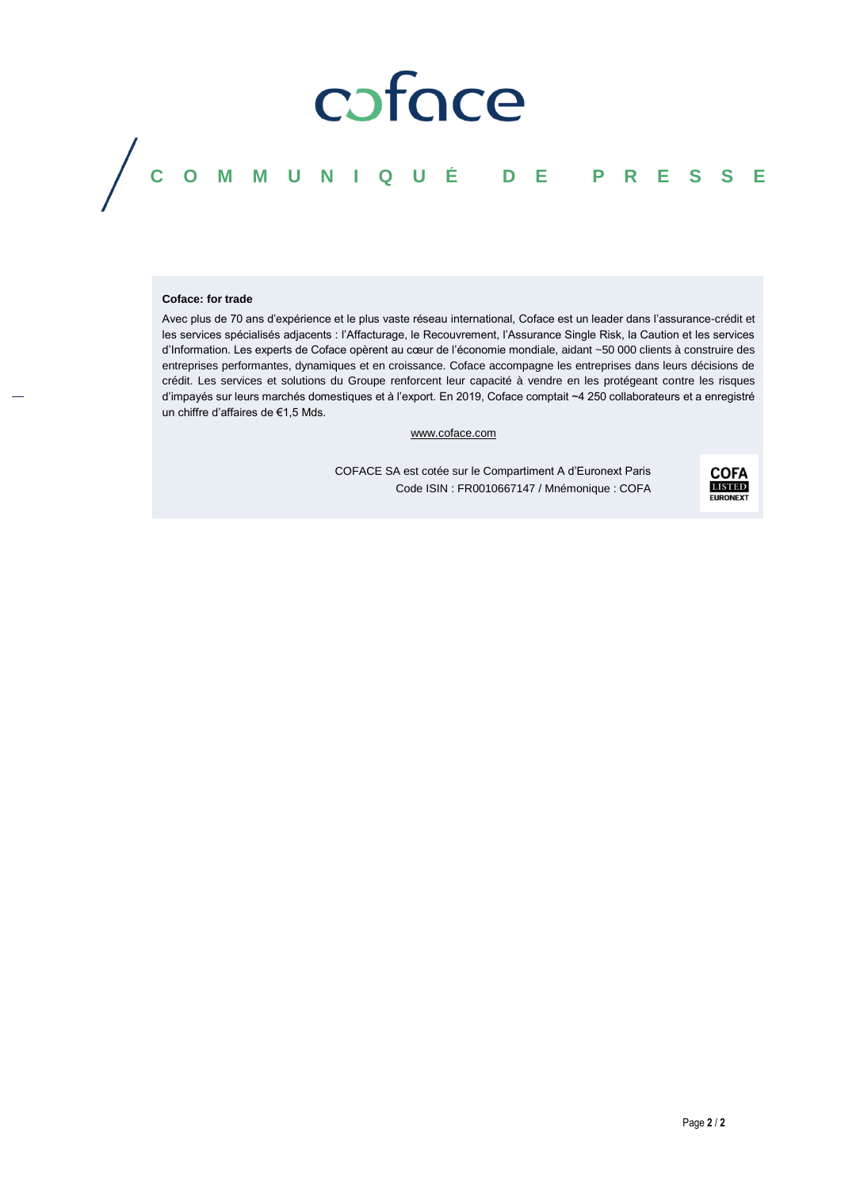coface

# COMMUNIQUÉ DE PRESSE

**Coface: for trade**

Avec plus de 70 ans d'expérience et le plus vaste réseau international, Coface est un leader dans l'assurance-crédit et les services spécialisés adjacents : l'Affacturage, le Recouvrement, l'Assurance Single Risk, la Caution et les services d'Information. Les experts de Coface opèrent au cœur de l'économie mondiale, aidant ~50 000 clients à construire des entreprises performantes, dynamiques et en croissance. Coface accompagne les entreprises dans leurs décisions de crédit. Les services et solutions du Groupe renforcent leur capacité à vendre en les protégeant contre les risques d'impayés sur leurs marchés domestiques et à l'export. En 2019, Coface comptait ~4 250 collaborateurs et a enregistré un chiffre d'affaires de €1,5 Mds.

www.coface.com

COFACE SA est cotée sur le Compartiment A d'Euronext Paris
Code ISIN : FR0010667147 / Mnémonique : COFA

COFA
LISTED
EURONEXT